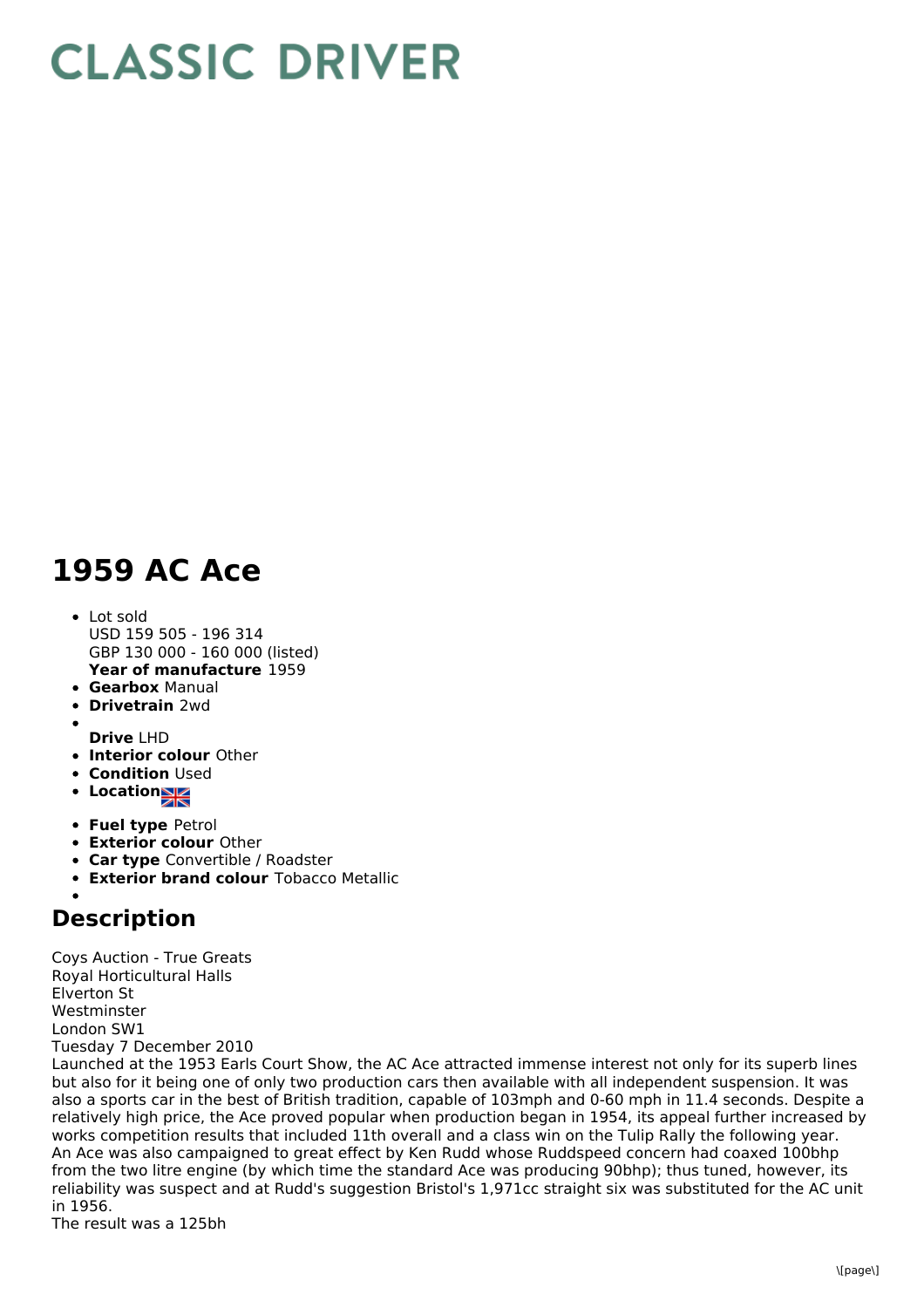# CLASSIC DRIVER

# 1959 AC Ace

- Lot sold
  USD 159 505 - 196 314
  GBP 130 000 - 160 000 (listed)
  **Year of manufacture** 1959
- **Gearbox** Manual
- **Drivetrain** 2wd
- 
  **Drive** LHD
- **Interior colour** Other
- **Condition** Used
- **Location**
- **Fuel type** Petrol
- **Exterior colour** Other
- **Car type** Convertible / Roadster
- **Exterior brand colour** Tobacco Metallic
- 

## Description

Coys Auction - True Greats
Royal Horticultural Halls
Elverton St
Westminster
London SW1
Tuesday 7 December 2010
Launched at the 1953 Earls Court Show, the AC Ace attracted immense interest not only for its superb lines but also for it being one of only two production cars then available with all independent suspension. It was also a sports car in the best of British tradition, capable of 103mph and 0-60 mph in 11.4 seconds. Despite a relatively high price, the Ace proved popular when production began in 1954, its appeal further increased by works competition results that included 11th overall and a class win on the Tulip Rally the following year. An Ace was also campaigned to great effect by Ken Rudd whose Ruddspeed concern had coaxed 100bhp from the two litre engine (by which time the standard Ace was producing 90bhp); thus tuned, however, its reliability was suspect and at Rudd's suggestion Bristol's 1,971cc straight six was substituted for the AC unit in 1956.
The result was a 125bh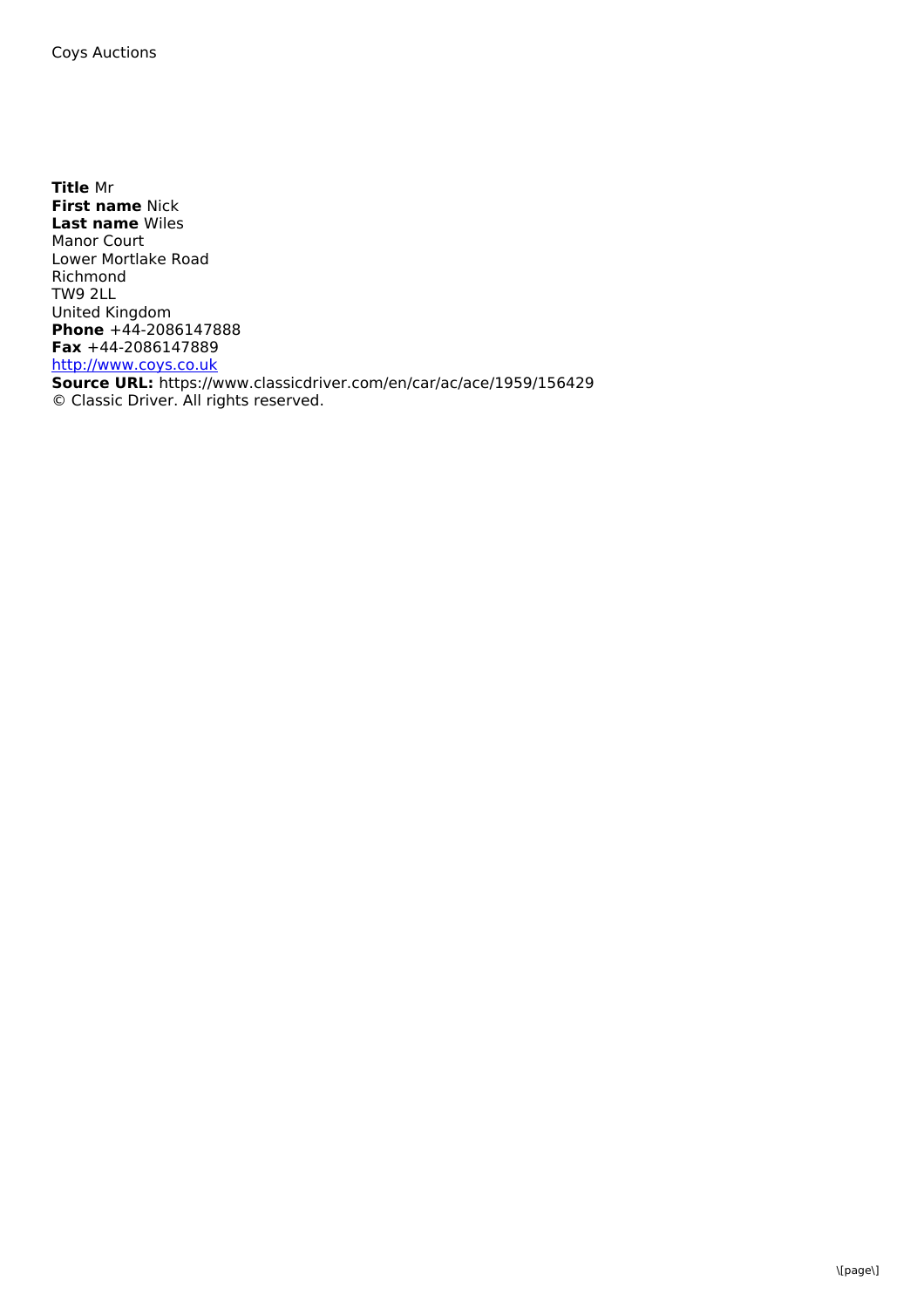Coys Auctions

**Title** Mr
**First name** Nick
**Last name** Wiles
Manor Court
Lower Mortlake Road
Richmond
TW9 2LL
United Kingdom
**Phone** +44-2086147888
**Fax** +44-2086147889
[http://www.coys.co.uk](http://www.coys.co.uk)
**Source URL:** https://www.classicdriver.com/en/car/ac/ace/1959/156429
© Classic Driver. All rights reserved.